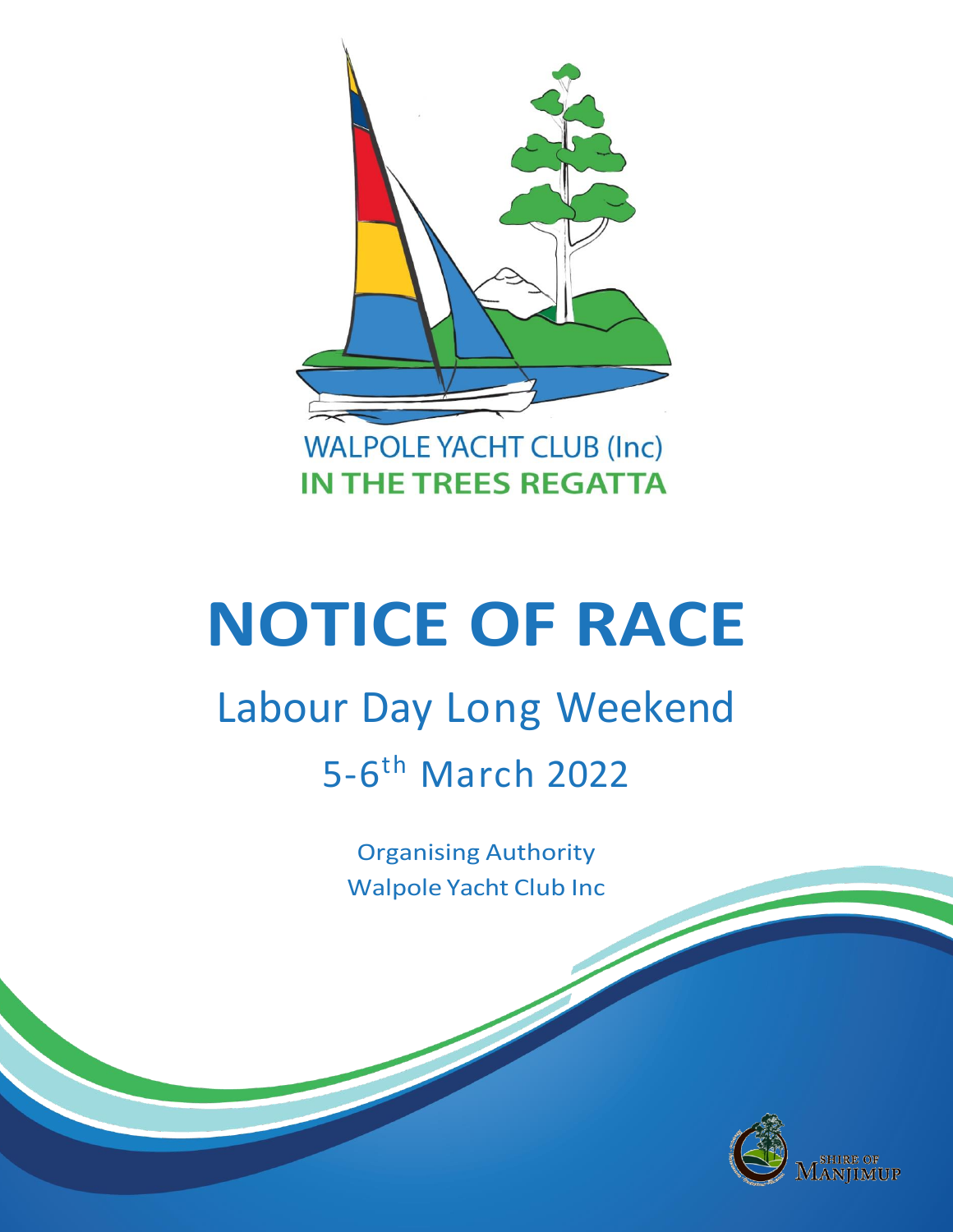WALPOLE YACHT CLUB (Inc)

**IN THE TREES REGATTA**

# NOTICE OF RACE

## Labour Day Long Weekend

## 5-6th March 2022

Organising Authority
Walpole Yacht Club Inc

SHIRE OF MANJIMUP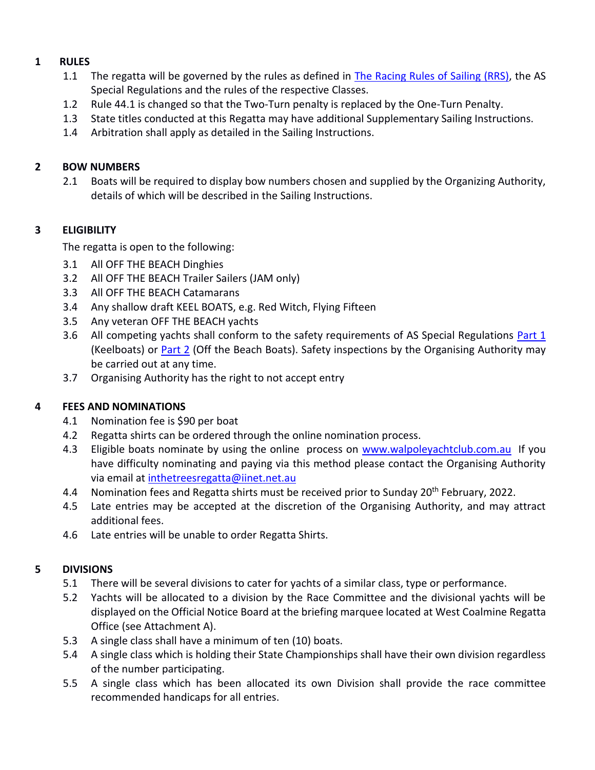## 1 RULES

1.1 The regatta will be governed by the rules as defined in The Racing Rules of Sailing (RRS), the AS Special Regulations and the rules of the respective Classes.

1.2 Rule 44.1 is changed so that the Two-Turn penalty is replaced by the One-Turn Penalty.

1.3 State titles conducted at this Regatta may have additional Supplementary Sailing Instructions.

1.4 Arbitration shall apply as detailed in the Sailing Instructions.

## 2 BOW NUMBERS

2.1 Boats will be required to display bow numbers chosen and supplied by the Organizing Authority, details of which will be described in the Sailing Instructions.

## 3 ELIGIBILITY

The regatta is open to the following:

3.1 All OFF THE BEACH Dinghies

3.2 All OFF THE BEACH Trailer Sailers (JAM only)

3.3 All OFF THE BEACH Catamarans

3.4 Any shallow draft KEEL BOATS, e.g. Red Witch, Flying Fifteen

3.5 Any veteran OFF THE BEACH yachts

3.6 All competing yachts shall conform to the safety requirements of AS Special Regulations Part 1 (Keelboats) or Part 2 (Off the Beach Boats). Safety inspections by the Organising Authority may be carried out at any time.

3.7 Organising Authority has the right to not accept entry

## 4 FEES AND NOMINATIONS

4.1 Nomination fee is $90 per boat

4.2 Regatta shirts can be ordered through the online nomination process.

4.3 Eligible boats nominate by using the online process on www.walpoleyachtclub.com.au If you have difficulty nominating and paying via this method please contact the Organising Authority via email at inthetreesregatta@iinet.net.au

4.4 Nomination fees and Regatta shirts must be received prior to Sunday 20th February, 2022.

4.5 Late entries may be accepted at the discretion of the Organising Authority, and may attract additional fees.

4.6 Late entries will be unable to order Regatta Shirts.

## 5 DIVISIONS

5.1 There will be several divisions to cater for yachts of a similar class, type or performance.

5.2 Yachts will be allocated to a division by the Race Committee and the divisional yachts will be displayed on the Official Notice Board at the briefing marquee located at West Coalmine Regatta Office (see Attachment A).

5.3 A single class shall have a minimum of ten (10) boats.

5.4 A single class which is holding their State Championships shall have their own division regardless of the number participating.

5.5 A single class which has been allocated its own Division shall provide the race committee recommended handicaps for all entries.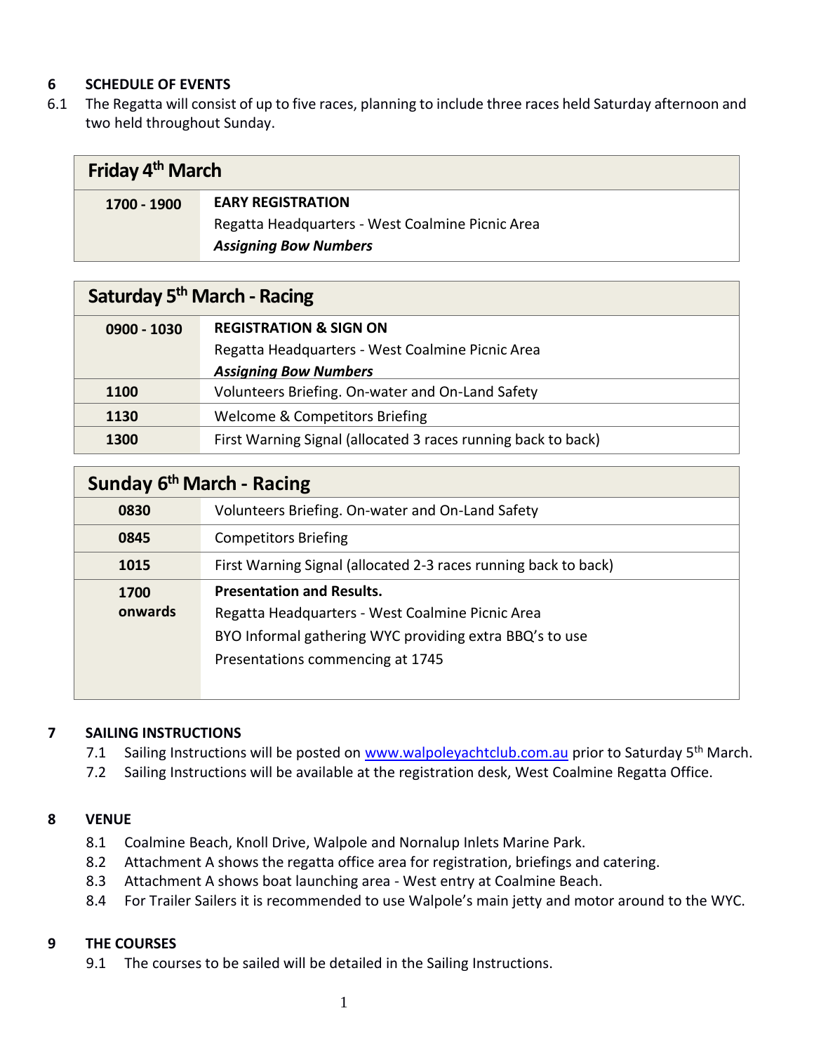## 6 SCHEDULE OF EVENTS

6.1 The Regatta will consist of up to five races, planning to include three races held Saturday afternoon and two held throughout Sunday.

| Friday 4th March | |
|---|---|
| **1700 - 1900** | **EARY REGISTRATION**<br>Regatta Headquarters - West Coalmine Picnic Area<br>***Assigning Bow Numbers*** |

| Saturday 5th March - Racing | |
|---|---|
| **0900 - 1030** | **REGISTRATION & SIGN ON**<br>Regatta Headquarters - West Coalmine Picnic Area<br>***Assigning Bow Numbers*** |
| **1100** | Volunteers Briefing. On-water and On-Land Safety |
| **1130** | Welcome & Competitors Briefing |
| **1300** | First Warning Signal (allocated 3 races running back to back) |

| Sunday 6th March - Racing | |
|---|---|
| **0830** | Volunteers Briefing. On-water and On-Land Safety |
| **0845** | Competitors Briefing |
| **1015** | First Warning Signal (allocated 2-3 races running back to back) |
| **1700 onwards** | **Presentation and Results.**<br>Regatta Headquarters - West Coalmine Picnic Area<br>BYO Informal gathering WYC providing extra BBQ's to use<br>Presentations commencing at 1745 |

## 7 SAILING INSTRUCTIONS

7.1 Sailing Instructions will be posted on www.walpoleyachtclub.com.au prior to Saturday 5th March.

7.2 Sailing Instructions will be available at the registration desk, West Coalmine Regatta Office.

## 8 VENUE

8.1 Coalmine Beach, Knoll Drive, Walpole and Nornalup Inlets Marine Park.

8.2 Attachment A shows the regatta office area for registration, briefings and catering.

8.3 Attachment A shows boat launching area - West entry at Coalmine Beach.

8.4 For Trailer Sailers it is recommended to use Walpole's main jetty and motor around to the WYC.

## 9 THE COURSES

9.1 The courses to be sailed will be detailed in the Sailing Instructions.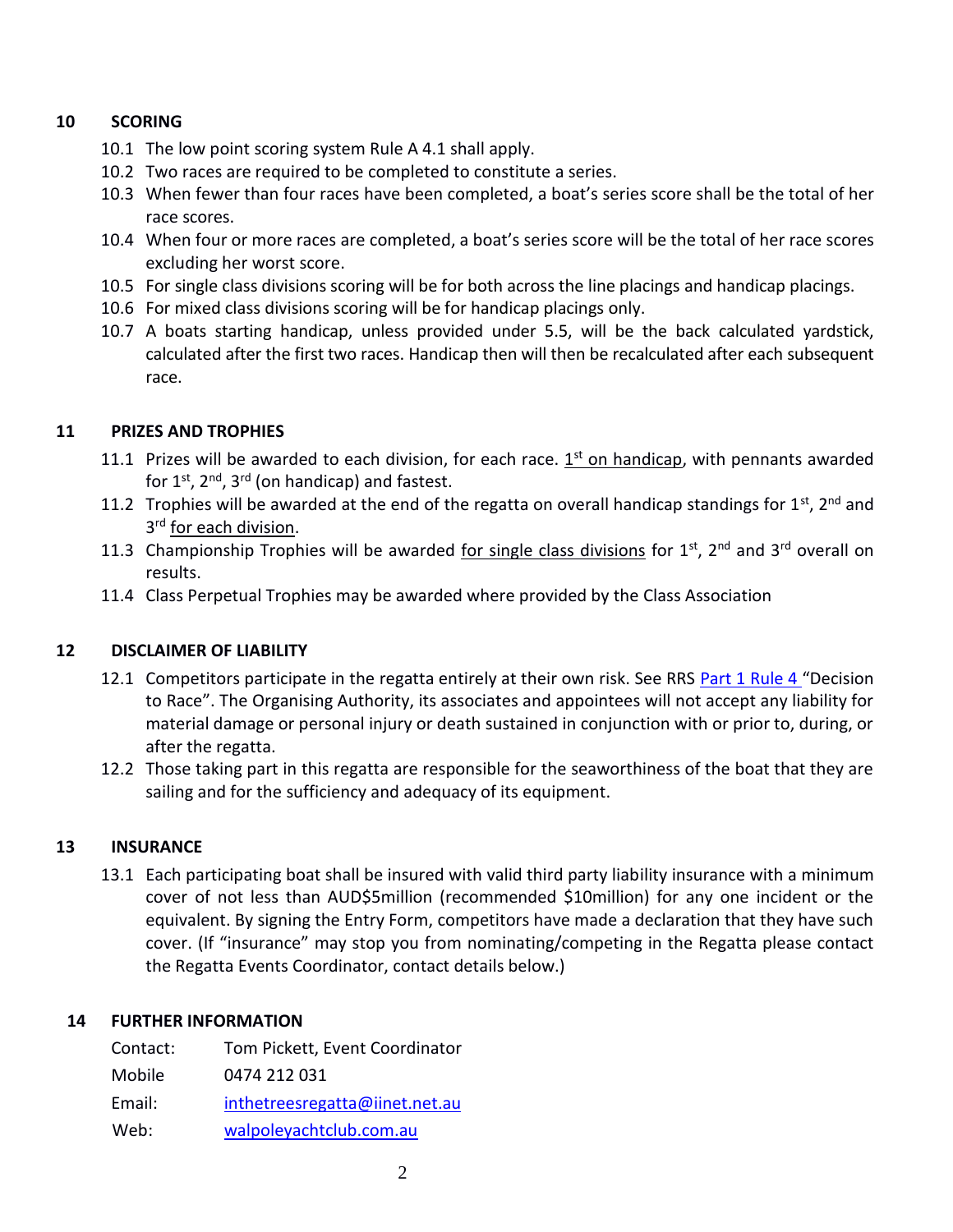## 10 SCORING

10.1 The low point scoring system Rule A 4.1 shall apply.

10.2 Two races are required to be completed to constitute a series.

10.3 When fewer than four races have been completed, a boat's series score shall be the total of her race scores.

10.4 When four or more races are completed, a boat's series score will be the total of her race scores excluding her worst score.

10.5 For single class divisions scoring will be for both across the line placings and handicap placings.

10.6 For mixed class divisions scoring will be for handicap placings only.

10.7 A boats starting handicap, unless provided under 5.5, will be the back calculated yardstick, calculated after the first two races. Handicap then will then be recalculated after each subsequent race.

## 11 PRIZES AND TROPHIES

11.1 Prizes will be awarded to each division, for each race. 1st on handicap, with pennants awarded for 1st, 2nd, 3rd (on handicap) and fastest.

11.2 Trophies will be awarded at the end of the regatta on overall handicap standings for 1st, 2nd and 3rd for each division.

11.3 Championship Trophies will be awarded for single class divisions for 1st, 2nd and 3rd overall on results.

11.4 Class Perpetual Trophies may be awarded where provided by the Class Association

## 12 DISCLAIMER OF LIABILITY

12.1 Competitors participate in the regatta entirely at their own risk. See RRS Part 1 Rule 4 "Decision to Race". The Organising Authority, its associates and appointees will not accept any liability for material damage or personal injury or death sustained in conjunction with or prior to, during, or after the regatta.

12.2 Those taking part in this regatta are responsible for the seaworthiness of the boat that they are sailing and for the sufficiency and adequacy of its equipment.

## 13 INSURANCE

13.1 Each participating boat shall be insured with valid third party liability insurance with a minimum cover of not less than AUD$5million (recommended $10million) for any one incident or the equivalent. By signing the Entry Form, competitors have made a declaration that they have such cover. (If "insurance" may stop you from nominating/competing in the Regatta please contact the Regatta Events Coordinator, contact details below.)

## 14 FURTHER INFORMATION

| | |
|---|---|
| Contact: | Tom Pickett, Event Coordinator |
| Mobile | 0474 212 031 |
| Email: | inthetreesregatta@iinet.net.au |
| Web: | walpoleyachtclub.com.au |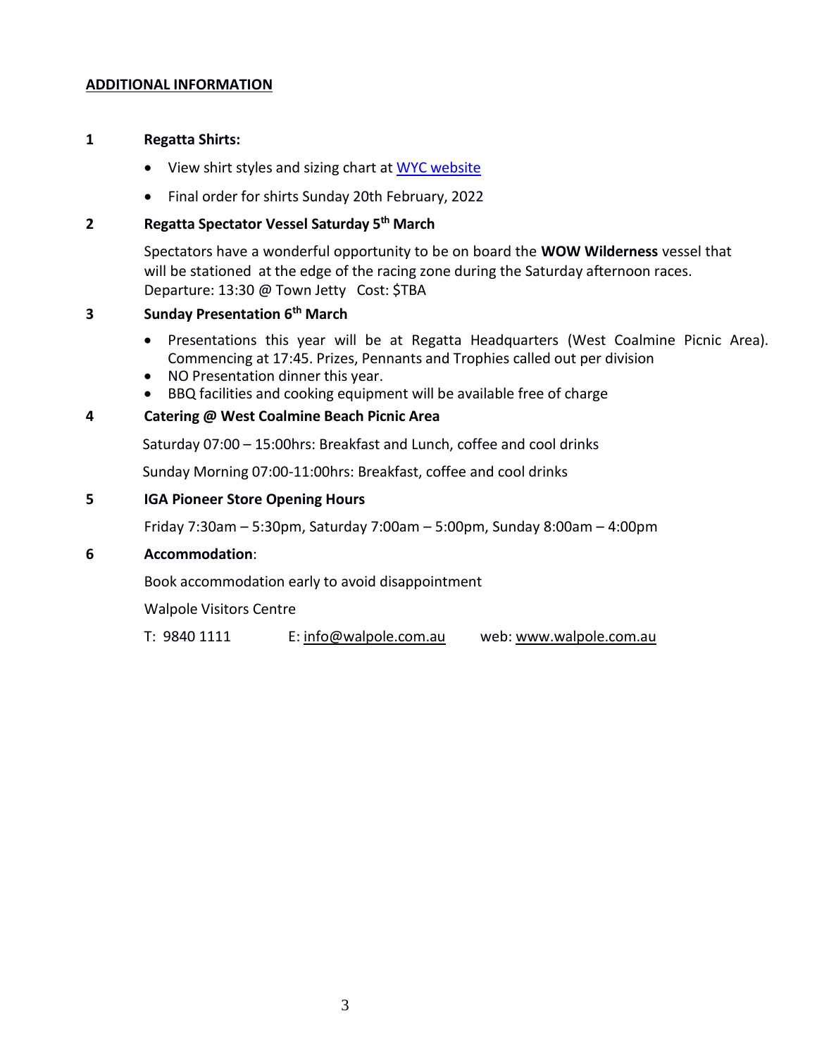## ADDITIONAL INFORMATION

### 1 Regatta Shirts:

- View shirt styles and sizing chart at [WYC website]
- Final order for shirts Sunday 20th February, 2022

### 2 Regatta Spectator Vessel Saturday 5th March

Spectators have a wonderful opportunity to be on board the **WOW Wilderness** vessel that will be stationed at the edge of the racing zone during the Saturday afternoon races.
Departure: 13:30 @ Town Jetty Cost: $TBA

### 3 Sunday Presentation 6th March

- Presentations this year will be at Regatta Headquarters (West Coalmine Picnic Area). Commencing at 17:45. Prizes, Pennants and Trophies called out per division
- NO Presentation dinner this year.
- BBQ facilities and cooking equipment will be available free of charge

### 4 Catering @ West Coalmine Beach Picnic Area

Saturday 07:00 – 15:00hrs: Breakfast and Lunch, coffee and cool drinks

Sunday Morning 07:00-11:00hrs: Breakfast, coffee and cool drinks

### 5 IGA Pioneer Store Opening Hours

Friday 7:30am – 5:30pm, Saturday 7:00am – 5:00pm, Sunday 8:00am – 4:00pm

### 6 Accommodation:

Book accommodation early to avoid disappointment

Walpole Visitors Centre

T: 9840 1111 E: info@walpole.com.au web: www.walpole.com.au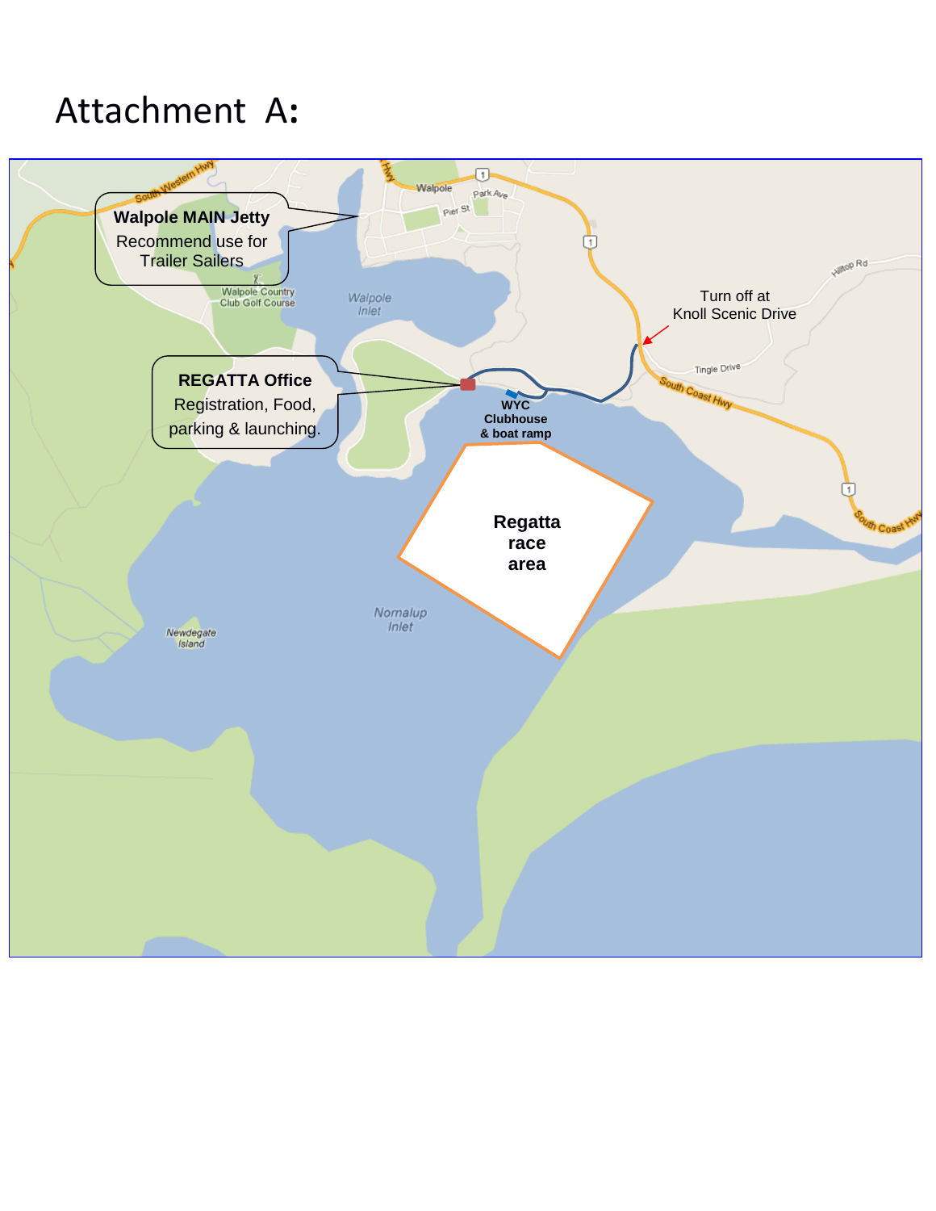# Attachment A:

Walpole MAIN Jetty

Recommend use for Trailer Sailers

REGATTA Office

Registration, Food, parking & launching.

WYC Clubhouse & boat ramp

Turn off at Knoll Scenic Drive

Regatta race area

Walpole

Pier St

Park Ave

South Western Hwy

Hwy

Walpole Country Club Golf Course

Walpole Inlet

Hilltop Rd

Tingle Drive

South Coast Hwy

Nornalup Inlet

Newdegate Island